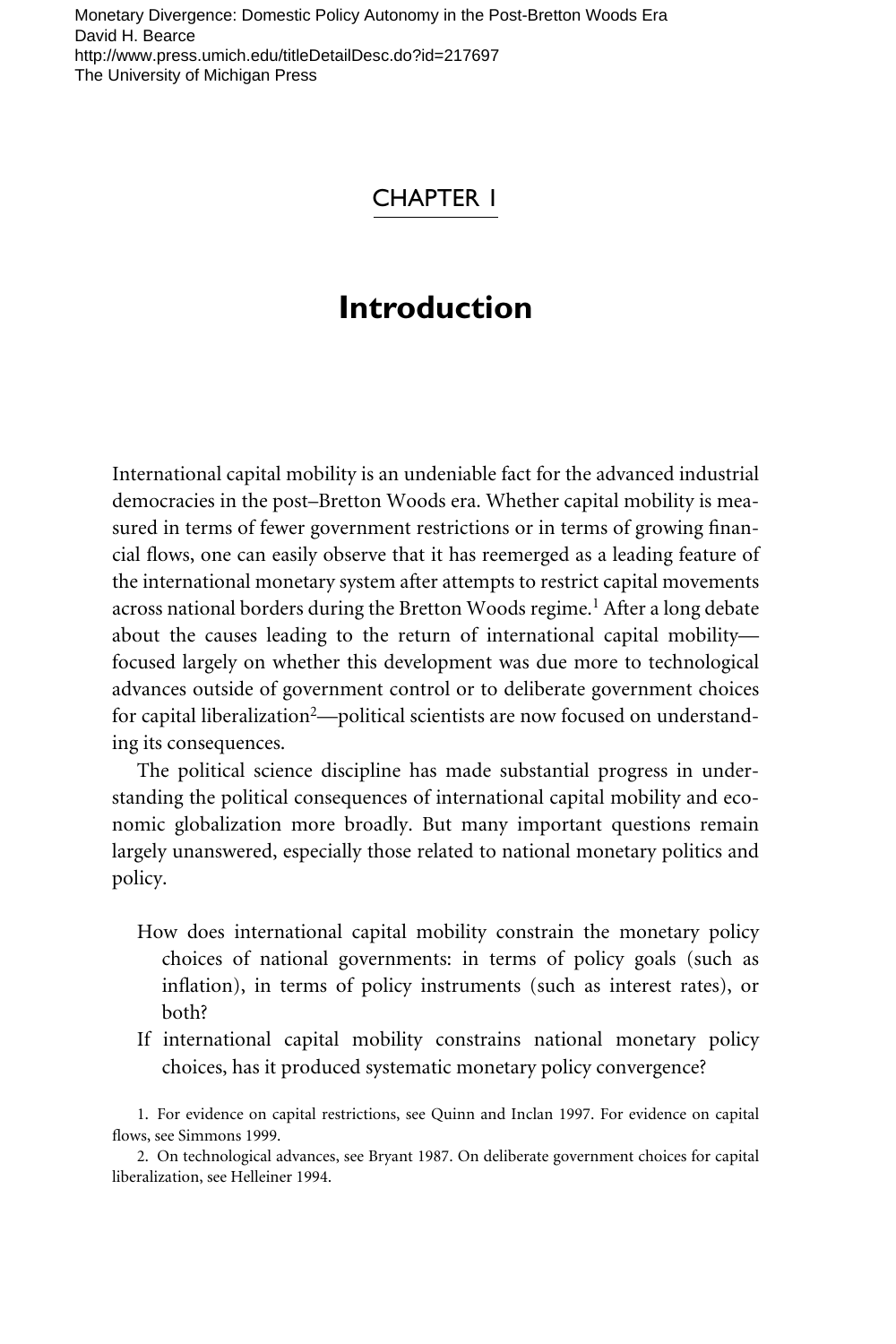Monetary Divergence: Domestic Policy Autonomy in the Post-Bretton Woods Era
David H. Bearce
http://www.press.umich.edu/titleDetailDesc.do?id=217697
The University of Michigan Press

# CHAPTER 1

# Introduction

International capital mobility is an undeniable fact for the advanced industrial democracies in the post–Bretton Woods era. Whether capital mobility is measured in terms of fewer government restrictions or in terms of growing financial flows, one can easily observe that it has reemerged as a leading feature of the international monetary system after attempts to restrict capital movements across national borders during the Bretton Woods regime.[1] After a long debate about the causes leading to the return of international capital mobility—focused largely on whether this development was due more to technological advances outside of government control or to deliberate government choices for capital liberalization[2]—political scientists are now focused on understanding its consequences.

The political science discipline has made substantial progress in understanding the political consequences of international capital mobility and economic globalization more broadly. But many important questions remain largely unanswered, especially those related to national monetary politics and policy.

How does international capital mobility constrain the monetary policy choices of national governments: in terms of policy goals (such as inflation), in terms of policy instruments (such as interest rates), or both?

If international capital mobility constrains national monetary policy choices, has it produced systematic monetary policy convergence?

1. For evidence on capital restrictions, see Quinn and Inclan 1997. For evidence on capital flows, see Simmons 1999.

2. On technological advances, see Bryant 1987. On deliberate government choices for capital liberalization, see Helleiner 1994.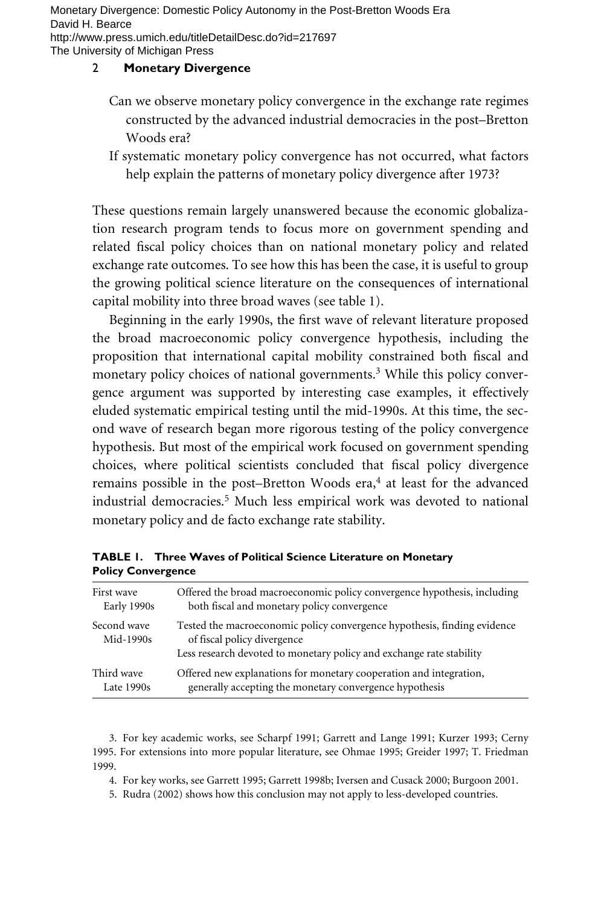Can we observe monetary policy convergence in the exchange rate regimes constructed by the advanced industrial democracies in the post–Bretton Woods era?

If systematic monetary policy convergence has not occurred, what factors help explain the patterns of monetary policy divergence after 1973?

These questions remain largely unanswered because the economic globalization research program tends to focus more on government spending and related fiscal policy choices than on national monetary policy and related exchange rate outcomes. To see how this has been the case, it is useful to group the growing political science literature on the consequences of international capital mobility into three broad waves (see table 1).

Beginning in the early 1990s, the first wave of relevant literature proposed the broad macroeconomic policy convergence hypothesis, including the proposition that international capital mobility constrained both fiscal and monetary policy choices of national governments.[3] While this policy convergence argument was supported by interesting case examples, it effectively eluded systematic empirical testing until the mid-1990s. At this time, the second wave of research began more rigorous testing of the policy convergence hypothesis. But most of the empirical work focused on government spending choices, where political scientists concluded that fiscal policy divergence remains possible in the post–Bretton Woods era,[4] at least for the advanced industrial democracies.[5] Much less empirical work was devoted to national monetary policy and de facto exchange rate stability.

**TABLE 1. Three Waves of Political Science Literature on Monetary Policy Convergence**

| | |
|---|---|
| First wave<br>Early 1990s | Offered the broad macroeconomic policy convergence hypothesis, including both fiscal and monetary policy convergence |
| Second wave<br>Mid-1990s | Tested the macroeconomic policy convergence hypothesis, finding evidence of fiscal policy divergence<br>Less research devoted to monetary policy and exchange rate stability |
| Third wave<br>Late 1990s | Offered new explanations for monetary cooperation and integration, generally accepting the monetary convergence hypothesis |

3. For key academic works, see Scharpf 1991; Garrett and Lange 1991; Kurzer 1993; Cerny 1995. For extensions into more popular literature, see Ohmae 1995; Greider 1997; T. Friedman 1999.

4. For key works, see Garrett 1995; Garrett 1998b; Iversen and Cusack 2000; Burgoon 2001.

5. Rudra (2002) shows how this conclusion may not apply to less-developed countries.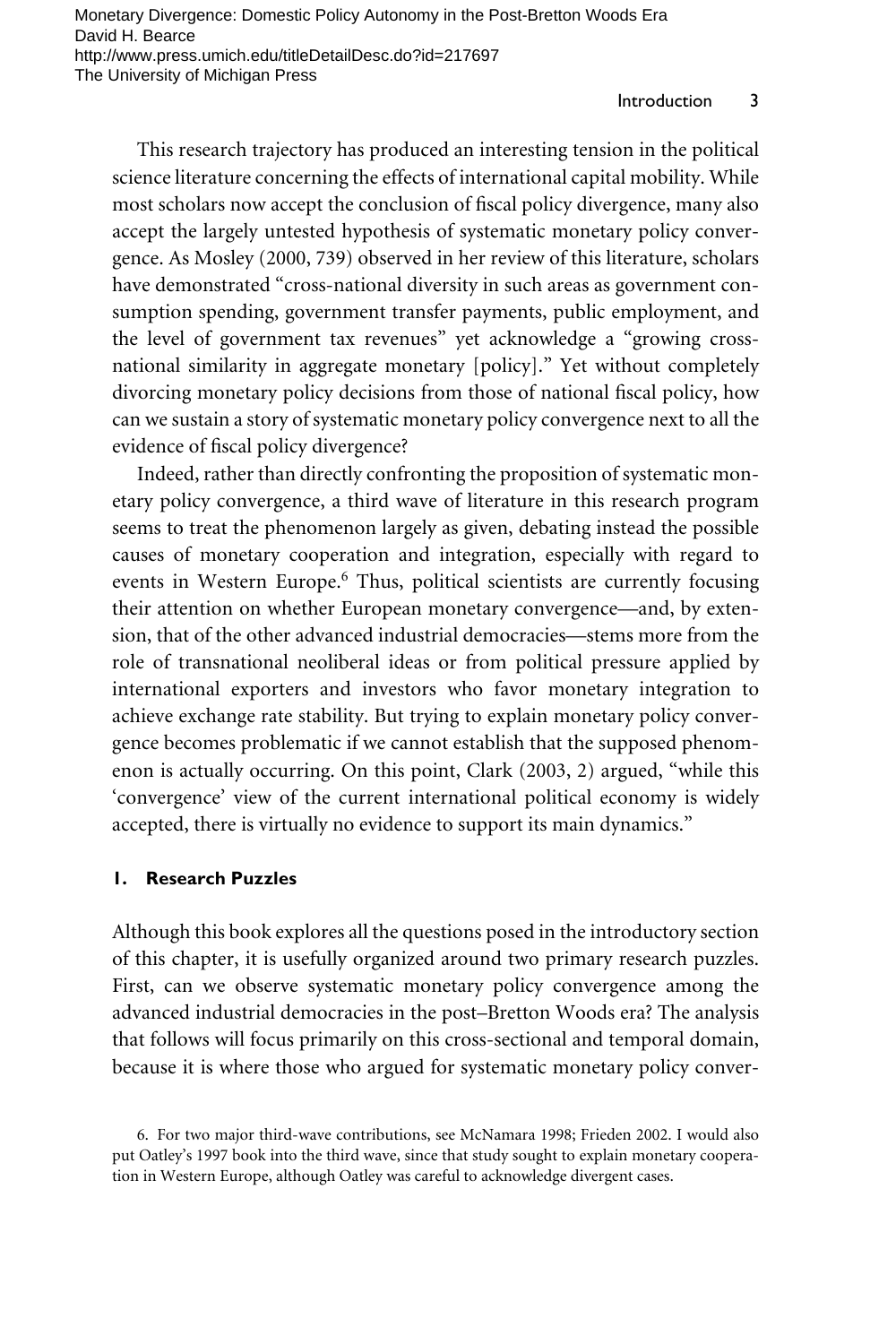This research trajectory has produced an interesting tension in the political science literature concerning the effects of international capital mobility. While most scholars now accept the conclusion of fiscal policy divergence, many also accept the largely untested hypothesis of systematic monetary policy convergence. As Mosley (2000, 739) observed in her review of this literature, scholars have demonstrated "cross-national diversity in such areas as government consumption spending, government transfer payments, public employment, and the level of government tax revenues" yet acknowledge a "growing cross-national similarity in aggregate monetary [policy]." Yet without completely divorcing monetary policy decisions from those of national fiscal policy, how can we sustain a story of systematic monetary policy convergence next to all the evidence of fiscal policy divergence?

Indeed, rather than directly confronting the proposition of systematic monetary policy convergence, a third wave of literature in this research program seems to treat the phenomenon largely as given, debating instead the possible causes of monetary cooperation and integration, especially with regard to events in Western Europe.[6] Thus, political scientists are currently focusing their attention on whether European monetary convergence—and, by extension, that of the other advanced industrial democracies—stems more from the role of transnational neoliberal ideas or from political pressure applied by international exporters and investors who favor monetary integration to achieve exchange rate stability. But trying to explain monetary policy convergence becomes problematic if we cannot establish that the supposed phenomenon is actually occurring. On this point, Clark (2003, 2) argued, "while this 'convergence' view of the current international political economy is widely accepted, there is virtually no evidence to support its main dynamics."

## 1. Research Puzzles

Although this book explores all the questions posed in the introductory section of this chapter, it is usefully organized around two primary research puzzles. First, can we observe systematic monetary policy convergence among the advanced industrial democracies in the post–Bretton Woods era? The analysis that follows will focus primarily on this cross-sectional and temporal domain, because it is where those who argued for systematic monetary policy conver-

6. For two major third-wave contributions, see McNamara 1998; Frieden 2002. I would also put Oatley's 1997 book into the third wave, since that study sought to explain monetary cooperation in Western Europe, although Oatley was careful to acknowledge divergent cases.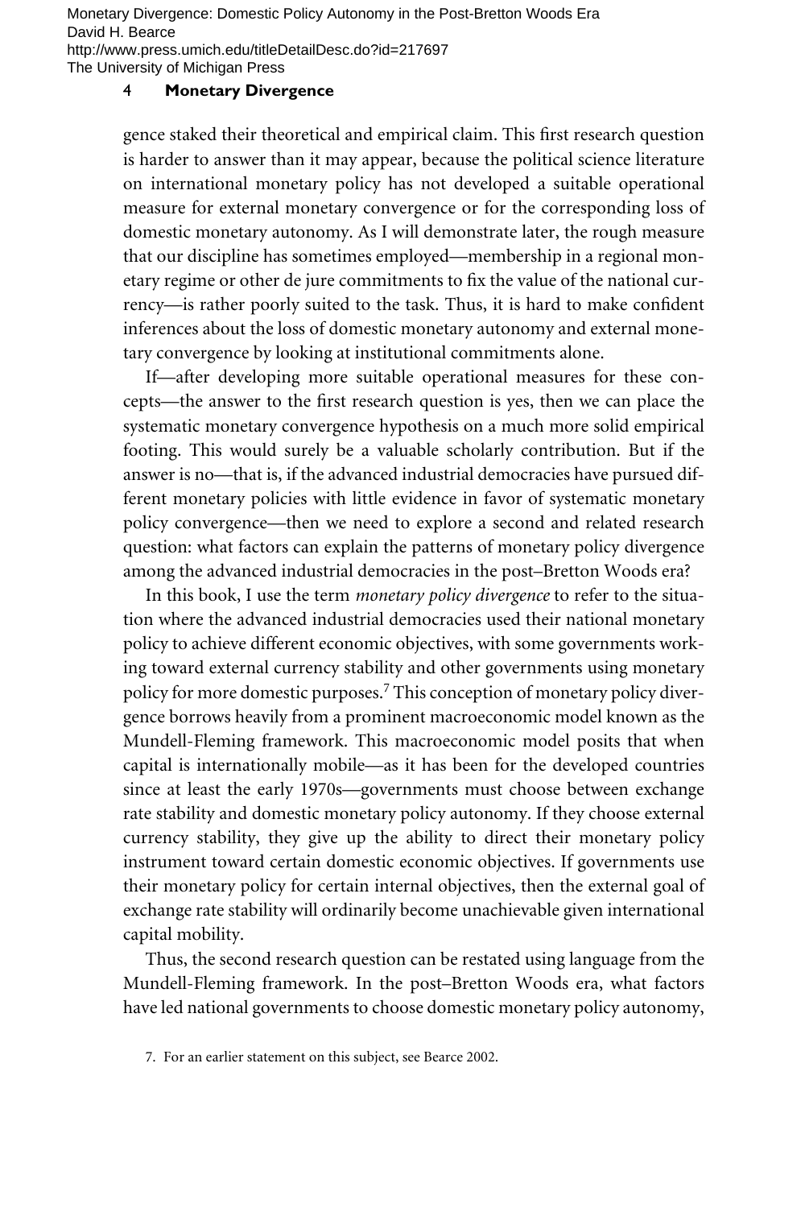gence staked their theoretical and empirical claim. This first research question is harder to answer than it may appear, because the political science literature on international monetary policy has not developed a suitable operational measure for external monetary convergence or for the corresponding loss of domestic monetary autonomy. As I will demonstrate later, the rough measure that our discipline has sometimes employed—membership in a regional monetary regime or other de jure commitments to fix the value of the national currency—is rather poorly suited to the task. Thus, it is hard to make confident inferences about the loss of domestic monetary autonomy and external monetary convergence by looking at institutional commitments alone.

If—after developing more suitable operational measures for these concepts—the answer to the first research question is yes, then we can place the systematic monetary convergence hypothesis on a much more solid empirical footing. This would surely be a valuable scholarly contribution. But if the answer is no—that is, if the advanced industrial democracies have pursued different monetary policies with little evidence in favor of systematic monetary policy convergence—then we need to explore a second and related research question: what factors can explain the patterns of monetary policy divergence among the advanced industrial democracies in the post–Bretton Woods era?

In this book, I use the term *monetary policy divergence* to refer to the situation where the advanced industrial democracies used their national monetary policy to achieve different economic objectives, with some governments working toward external currency stability and other governments using monetary policy for more domestic purposes.[7] This conception of monetary policy divergence borrows heavily from a prominent macroeconomic model known as the Mundell-Fleming framework. This macroeconomic model posits that when capital is internationally mobile—as it has been for the developed countries since at least the early 1970s—governments must choose between exchange rate stability and domestic monetary policy autonomy. If they choose external currency stability, they give up the ability to direct their monetary policy instrument toward certain domestic economic objectives. If governments use their monetary policy for certain internal objectives, then the external goal of exchange rate stability will ordinarily become unachievable given international capital mobility.

Thus, the second research question can be restated using language from the Mundell-Fleming framework. In the post–Bretton Woods era, what factors have led national governments to choose domestic monetary policy autonomy,

7. For an earlier statement on this subject, see Bearce 2002.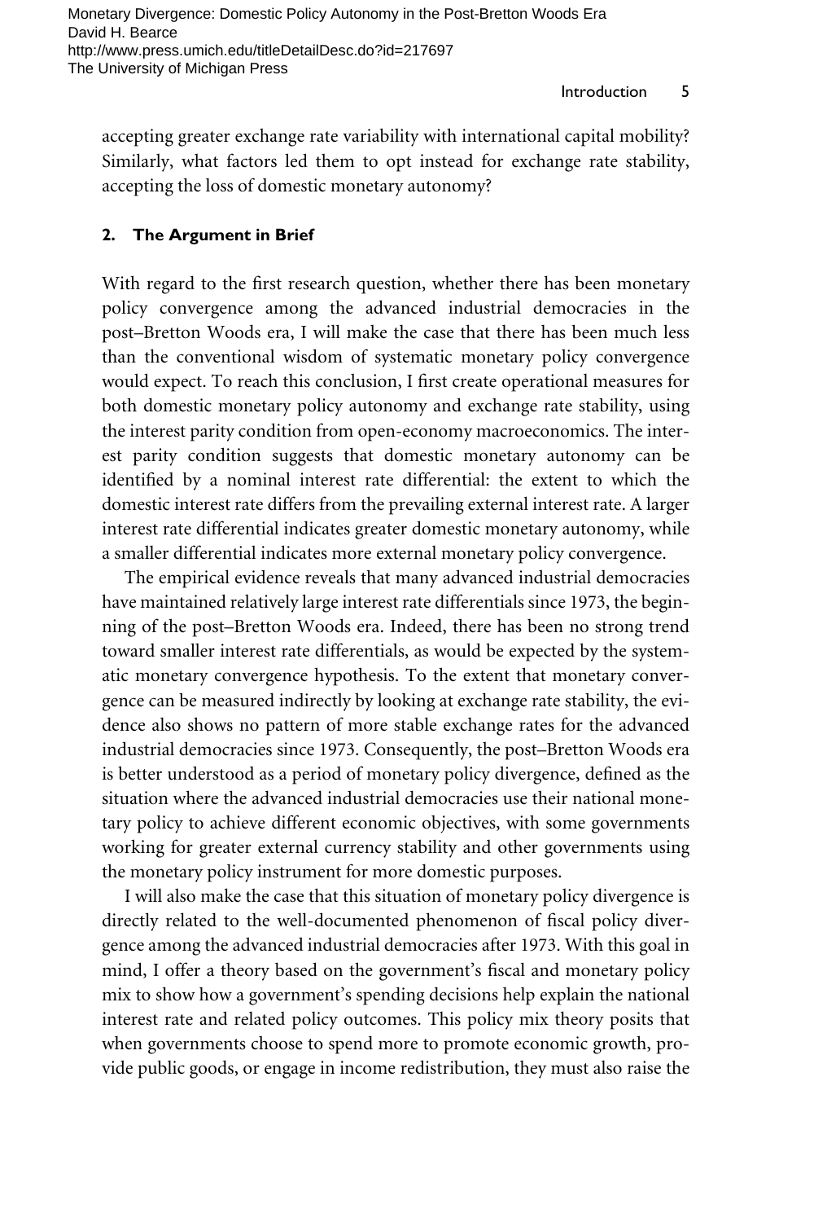accepting greater exchange rate variability with international capital mobility? Similarly, what factors led them to opt instead for exchange rate stability, accepting the loss of domestic monetary autonomy?

## 2. The Argument in Brief

With regard to the first research question, whether there has been monetary policy convergence among the advanced industrial democracies in the post–Bretton Woods era, I will make the case that there has been much less than the conventional wisdom of systematic monetary policy convergence would expect. To reach this conclusion, I first create operational measures for both domestic monetary policy autonomy and exchange rate stability, using the interest parity condition from open-economy macroeconomics. The interest parity condition suggests that domestic monetary autonomy can be identified by a nominal interest rate differential: the extent to which the domestic interest rate differs from the prevailing external interest rate. A larger interest rate differential indicates greater domestic monetary autonomy, while a smaller differential indicates more external monetary policy convergence.

The empirical evidence reveals that many advanced industrial democracies have maintained relatively large interest rate differentials since 1973, the beginning of the post–Bretton Woods era. Indeed, there has been no strong trend toward smaller interest rate differentials, as would be expected by the systematic monetary convergence hypothesis. To the extent that monetary convergence can be measured indirectly by looking at exchange rate stability, the evidence also shows no pattern of more stable exchange rates for the advanced industrial democracies since 1973. Consequently, the post–Bretton Woods era is better understood as a period of monetary policy divergence, defined as the situation where the advanced industrial democracies use their national monetary policy to achieve different economic objectives, with some governments working for greater external currency stability and other governments using the monetary policy instrument for more domestic purposes.

I will also make the case that this situation of monetary policy divergence is directly related to the well-documented phenomenon of fiscal policy divergence among the advanced industrial democracies after 1973. With this goal in mind, I offer a theory based on the government's fiscal and monetary policy mix to show how a government's spending decisions help explain the national interest rate and related policy outcomes. This policy mix theory posits that when governments choose to spend more to promote economic growth, provide public goods, or engage in income redistribution, they must also raise the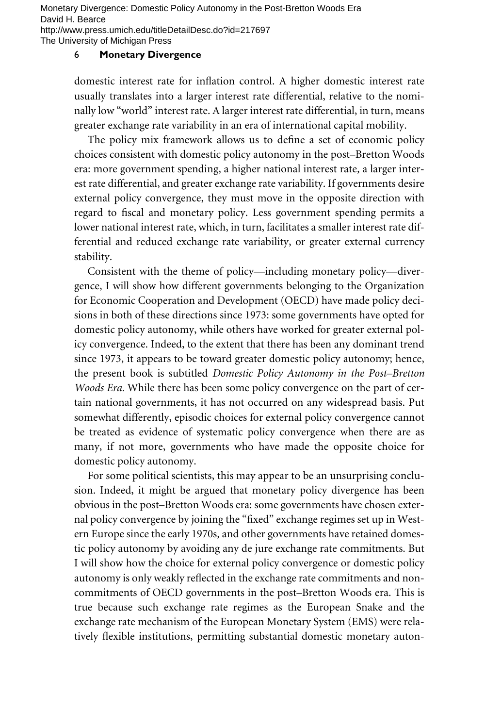domestic interest rate for inflation control. A higher domestic interest rate usually translates into a larger interest rate differential, relative to the nominally low "world" interest rate. A larger interest rate differential, in turn, means greater exchange rate variability in an era of international capital mobility.

The policy mix framework allows us to define a set of economic policy choices consistent with domestic policy autonomy in the post–Bretton Woods era: more government spending, a higher national interest rate, a larger interest rate differential, and greater exchange rate variability. If governments desire external policy convergence, they must move in the opposite direction with regard to fiscal and monetary policy. Less government spending permits a lower national interest rate, which, in turn, facilitates a smaller interest rate differential and reduced exchange rate variability, or greater external currency stability.

Consistent with the theme of policy—including monetary policy—divergence, I will show how different governments belonging to the Organization for Economic Cooperation and Development (OECD) have made policy decisions in both of these directions since 1973: some governments have opted for domestic policy autonomy, while others have worked for greater external policy convergence. Indeed, to the extent that there has been any dominant trend since 1973, it appears to be toward greater domestic policy autonomy; hence, the present book is subtitled *Domestic Policy Autonomy in the Post–Bretton Woods Era.* While there has been some policy convergence on the part of certain national governments, it has not occurred on any widespread basis. Put somewhat differently, episodic choices for external policy convergence cannot be treated as evidence of systematic policy convergence when there are as many, if not more, governments who have made the opposite choice for domestic policy autonomy.

For some political scientists, this may appear to be an unsurprising conclusion. Indeed, it might be argued that monetary policy divergence has been obvious in the post–Bretton Woods era: some governments have chosen external policy convergence by joining the "fixed" exchange regimes set up in Western Europe since the early 1970s, and other governments have retained domestic policy autonomy by avoiding any de jure exchange rate commitments. But I will show how the choice for external policy convergence or domestic policy autonomy is only weakly reflected in the exchange rate commitments and noncommitments of OECD governments in the post–Bretton Woods era. This is true because such exchange rate regimes as the European Snake and the exchange rate mechanism of the European Monetary System (EMS) were relatively flexible institutions, permitting substantial domestic monetary auton-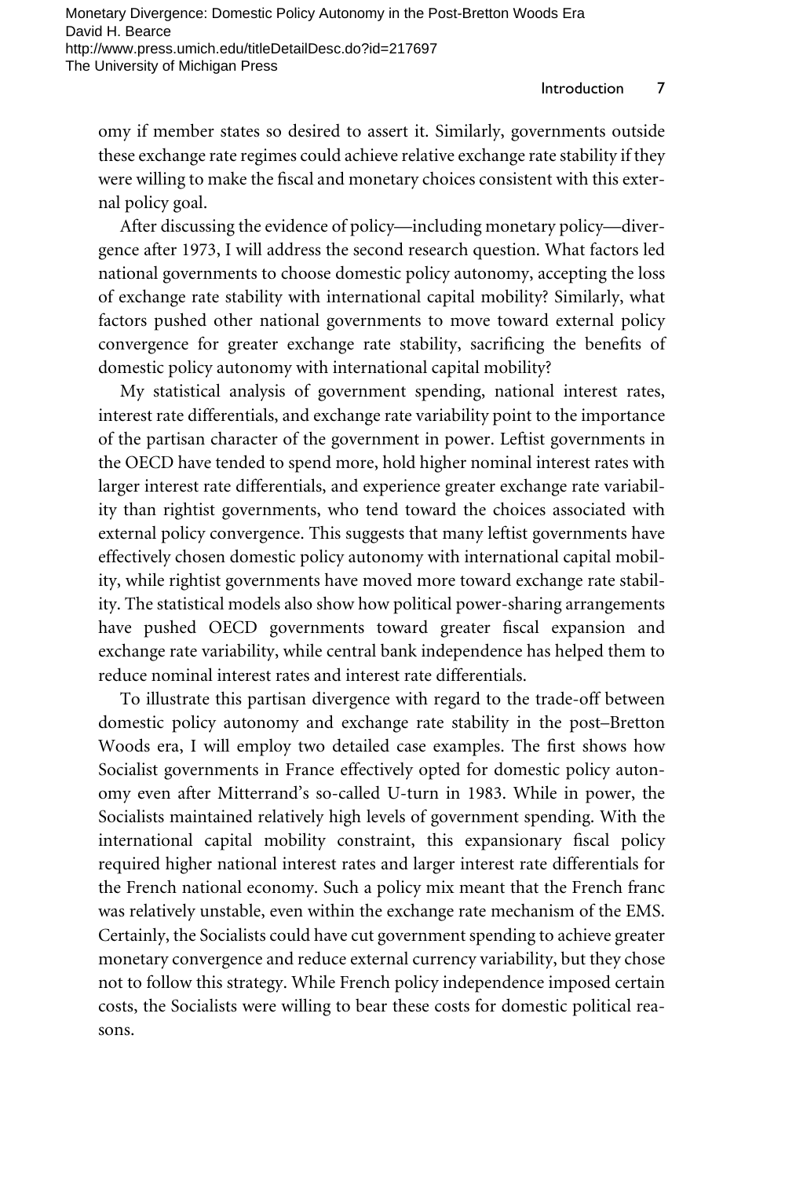omy if member states so desired to assert it. Similarly, governments outside these exchange rate regimes could achieve relative exchange rate stability if they were willing to make the fiscal and monetary choices consistent with this external policy goal.

After discussing the evidence of policy—including monetary policy—divergence after 1973, I will address the second research question. What factors led national governments to choose domestic policy autonomy, accepting the loss of exchange rate stability with international capital mobility? Similarly, what factors pushed other national governments to move toward external policy convergence for greater exchange rate stability, sacrificing the benefits of domestic policy autonomy with international capital mobility?

My statistical analysis of government spending, national interest rates, interest rate differentials, and exchange rate variability point to the importance of the partisan character of the government in power. Leftist governments in the OECD have tended to spend more, hold higher nominal interest rates with larger interest rate differentials, and experience greater exchange rate variability than rightist governments, who tend toward the choices associated with external policy convergence. This suggests that many leftist governments have effectively chosen domestic policy autonomy with international capital mobility, while rightist governments have moved more toward exchange rate stability. The statistical models also show how political power-sharing arrangements have pushed OECD governments toward greater fiscal expansion and exchange rate variability, while central bank independence has helped them to reduce nominal interest rates and interest rate differentials.

To illustrate this partisan divergence with regard to the trade-off between domestic policy autonomy and exchange rate stability in the post–Bretton Woods era, I will employ two detailed case examples. The first shows how Socialist governments in France effectively opted for domestic policy autonomy even after Mitterrand's so-called U-turn in 1983. While in power, the Socialists maintained relatively high levels of government spending. With the international capital mobility constraint, this expansionary fiscal policy required higher national interest rates and larger interest rate differentials for the French national economy. Such a policy mix meant that the French franc was relatively unstable, even within the exchange rate mechanism of the EMS. Certainly, the Socialists could have cut government spending to achieve greater monetary convergence and reduce external currency variability, but they chose not to follow this strategy. While French policy independence imposed certain costs, the Socialists were willing to bear these costs for domestic political reasons.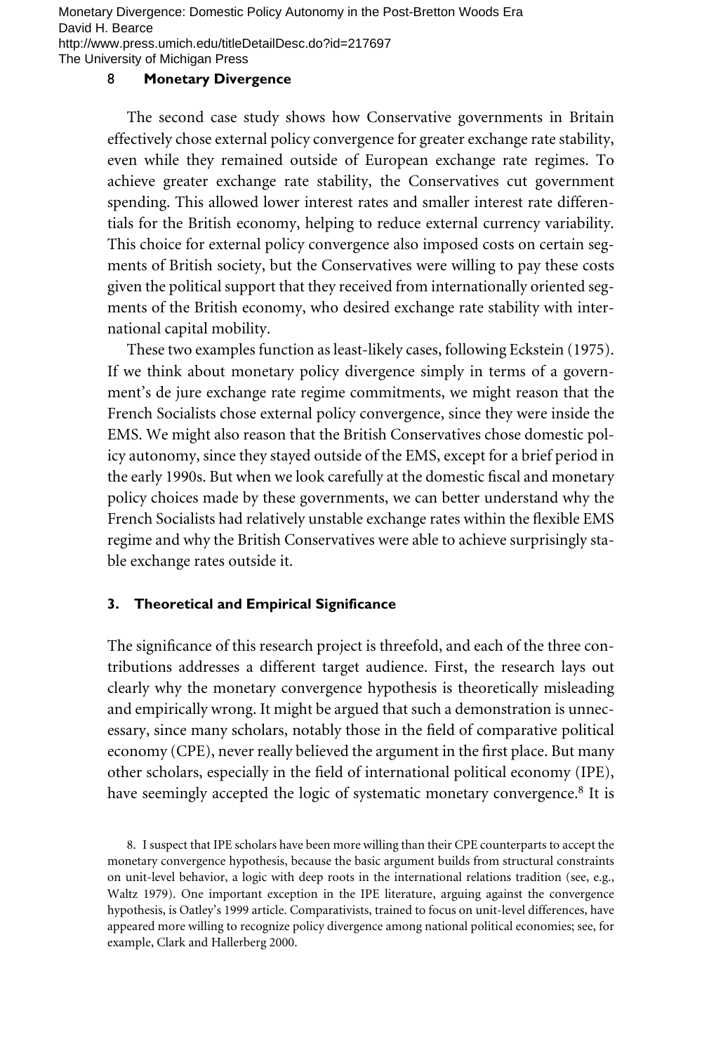The second case study shows how Conservative governments in Britain effectively chose external policy convergence for greater exchange rate stability, even while they remained outside of European exchange rate regimes. To achieve greater exchange rate stability, the Conservatives cut government spending. This allowed lower interest rates and smaller interest rate differentials for the British economy, helping to reduce external currency variability. This choice for external policy convergence also imposed costs on certain segments of British society, but the Conservatives were willing to pay these costs given the political support that they received from internationally oriented segments of the British economy, who desired exchange rate stability with international capital mobility.

These two examples function as least-likely cases, following Eckstein (1975). If we think about monetary policy divergence simply in terms of a government's de jure exchange rate regime commitments, we might reason that the French Socialists chose external policy convergence, since they were inside the EMS. We might also reason that the British Conservatives chose domestic policy autonomy, since they stayed outside of the EMS, except for a brief period in the early 1990s. But when we look carefully at the domestic fiscal and monetary policy choices made by these governments, we can better understand why the French Socialists had relatively unstable exchange rates within the flexible EMS regime and why the British Conservatives were able to achieve surprisingly stable exchange rates outside it.

## 3. Theoretical and Empirical Significance

The significance of this research project is threefold, and each of the three contributions addresses a different target audience. First, the research lays out clearly why the monetary convergence hypothesis is theoretically misleading and empirically wrong. It might be argued that such a demonstration is unnecessary, since many scholars, notably those in the field of comparative political economy (CPE), never really believed the argument in the first place. But many other scholars, especially in the field of international political economy (IPE), have seemingly accepted the logic of systematic monetary convergence.[8] It is

8. I suspect that IPE scholars have been more willing than their CPE counterparts to accept the monetary convergence hypothesis, because the basic argument builds from structural constraints on unit-level behavior, a logic with deep roots in the international relations tradition (see, e.g., Waltz 1979). One important exception in the IPE literature, arguing against the convergence hypothesis, is Oatley's 1999 article. Comparativists, trained to focus on unit-level differences, have appeared more willing to recognize policy divergence among national political economies; see, for example, Clark and Hallerberg 2000.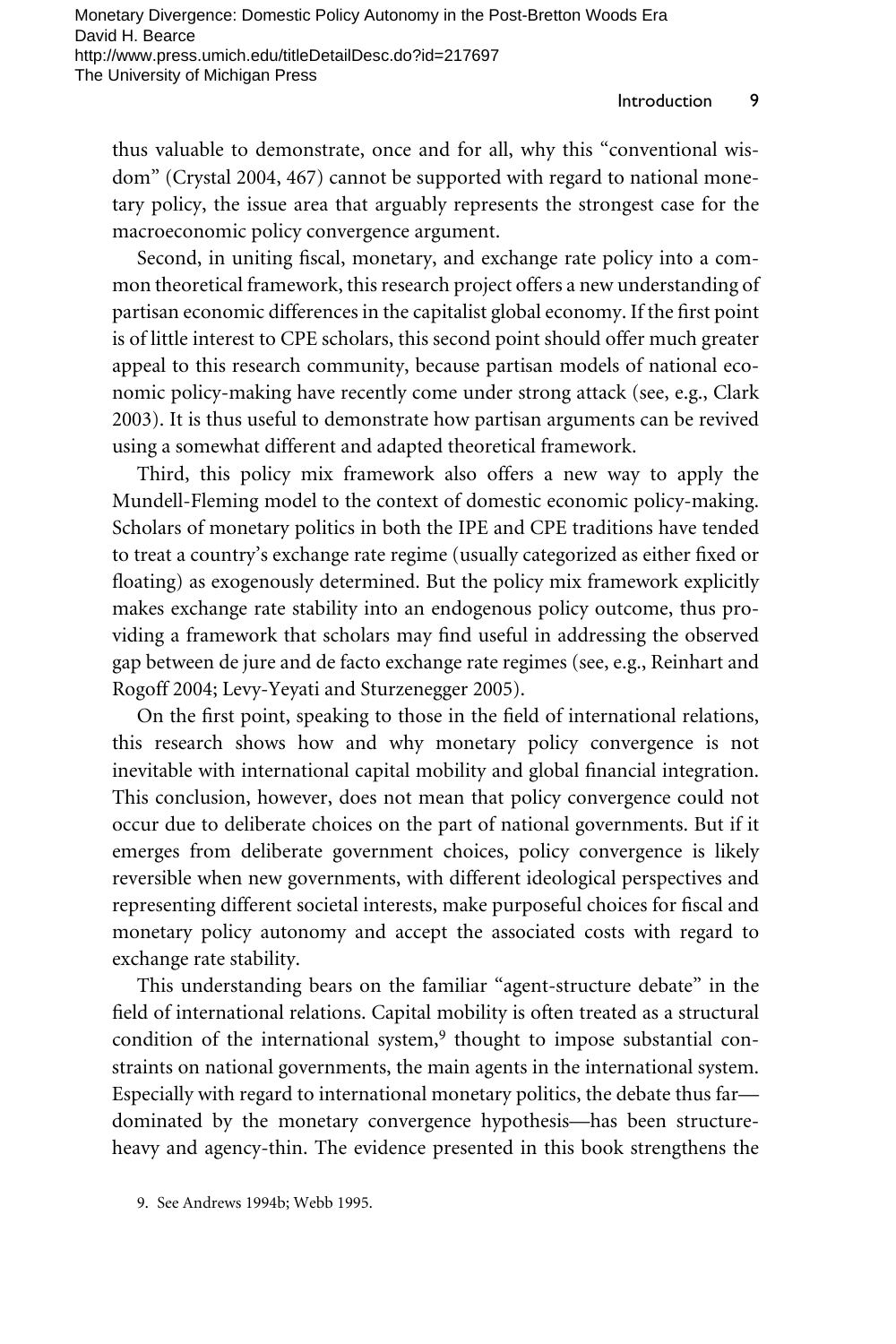thus valuable to demonstrate, once and for all, why this "conventional wisdom" (Crystal 2004, 467) cannot be supported with regard to national monetary policy, the issue area that arguably represents the strongest case for the macroeconomic policy convergence argument.

Second, in uniting fiscal, monetary, and exchange rate policy into a common theoretical framework, this research project offers a new understanding of partisan economic differences in the capitalist global economy. If the first point is of little interest to CPE scholars, this second point should offer much greater appeal to this research community, because partisan models of national economic policy-making have recently come under strong attack (see, e.g., Clark 2003). It is thus useful to demonstrate how partisan arguments can be revived using a somewhat different and adapted theoretical framework.

Third, this policy mix framework also offers a new way to apply the Mundell-Fleming model to the context of domestic economic policy-making. Scholars of monetary politics in both the IPE and CPE traditions have tended to treat a country's exchange rate regime (usually categorized as either fixed or floating) as exogenously determined. But the policy mix framework explicitly makes exchange rate stability into an endogenous policy outcome, thus providing a framework that scholars may find useful in addressing the observed gap between de jure and de facto exchange rate regimes (see, e.g., Reinhart and Rogoff 2004; Levy-Yeyati and Sturzenegger 2005).

On the first point, speaking to those in the field of international relations, this research shows how and why monetary policy convergence is not inevitable with international capital mobility and global financial integration. This conclusion, however, does not mean that policy convergence could not occur due to deliberate choices on the part of national governments. But if it emerges from deliberate government choices, policy convergence is likely reversible when new governments, with different ideological perspectives and representing different societal interests, make purposeful choices for fiscal and monetary policy autonomy and accept the associated costs with regard to exchange rate stability.

This understanding bears on the familiar "agent-structure debate" in the field of international relations. Capital mobility is often treated as a structural condition of the international system,[9] thought to impose substantial constraints on national governments, the main agents in the international system. Especially with regard to international monetary politics, the debate thus far—dominated by the monetary convergence hypothesis—has been structure-heavy and agency-thin. The evidence presented in this book strengthens the

9. See Andrews 1994b; Webb 1995.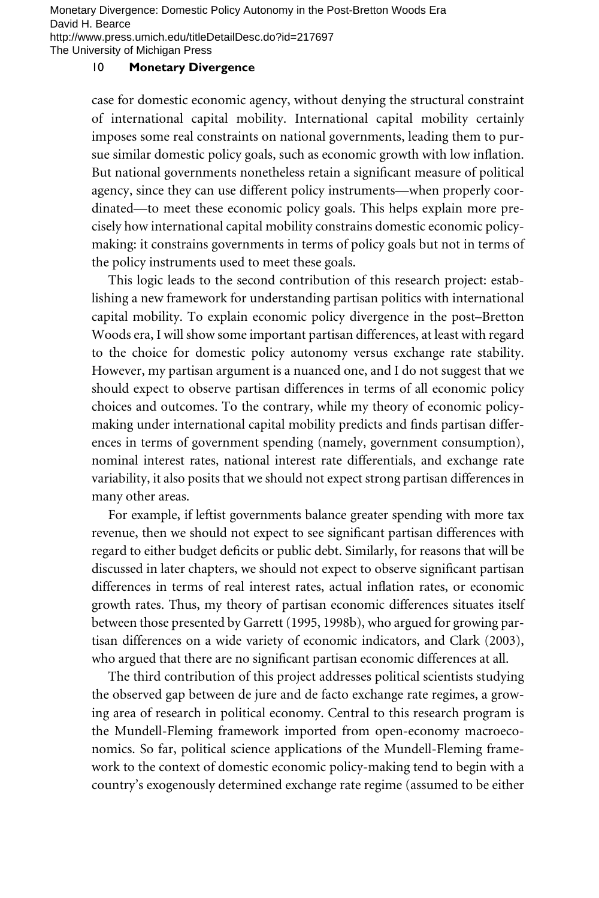case for domestic economic agency, without denying the structural constraint of international capital mobility. International capital mobility certainly imposes some real constraints on national governments, leading them to pursue similar domestic policy goals, such as economic growth with low inflation. But national governments nonetheless retain a significant measure of political agency, since they can use different policy instruments—when properly coordinated—to meet these economic policy goals. This helps explain more precisely how international capital mobility constrains domestic economic policymaking: it constrains governments in terms of policy goals but not in terms of the policy instruments used to meet these goals.

This logic leads to the second contribution of this research project: establishing a new framework for understanding partisan politics with international capital mobility. To explain economic policy divergence in the post–Bretton Woods era, I will show some important partisan differences, at least with regard to the choice for domestic policy autonomy versus exchange rate stability. However, my partisan argument is a nuanced one, and I do not suggest that we should expect to observe partisan differences in terms of all economic policy choices and outcomes. To the contrary, while my theory of economic policymaking under international capital mobility predicts and finds partisan differences in terms of government spending (namely, government consumption), nominal interest rates, national interest rate differentials, and exchange rate variability, it also posits that we should not expect strong partisan differences in many other areas.

For example, if leftist governments balance greater spending with more tax revenue, then we should not expect to see significant partisan differences with regard to either budget deficits or public debt. Similarly, for reasons that will be discussed in later chapters, we should not expect to observe significant partisan differences in terms of real interest rates, actual inflation rates, or economic growth rates. Thus, my theory of partisan economic differences situates itself between those presented by Garrett (1995, 1998b), who argued for growing partisan differences on a wide variety of economic indicators, and Clark (2003), who argued that there are no significant partisan economic differences at all.

The third contribution of this project addresses political scientists studying the observed gap between de jure and de facto exchange rate regimes, a growing area of research in political economy. Central to this research program is the Mundell-Fleming framework imported from open-economy macroeconomics. So far, political science applications of the Mundell-Fleming framework to the context of domestic economic policy-making tend to begin with a country's exogenously determined exchange rate regime (assumed to be either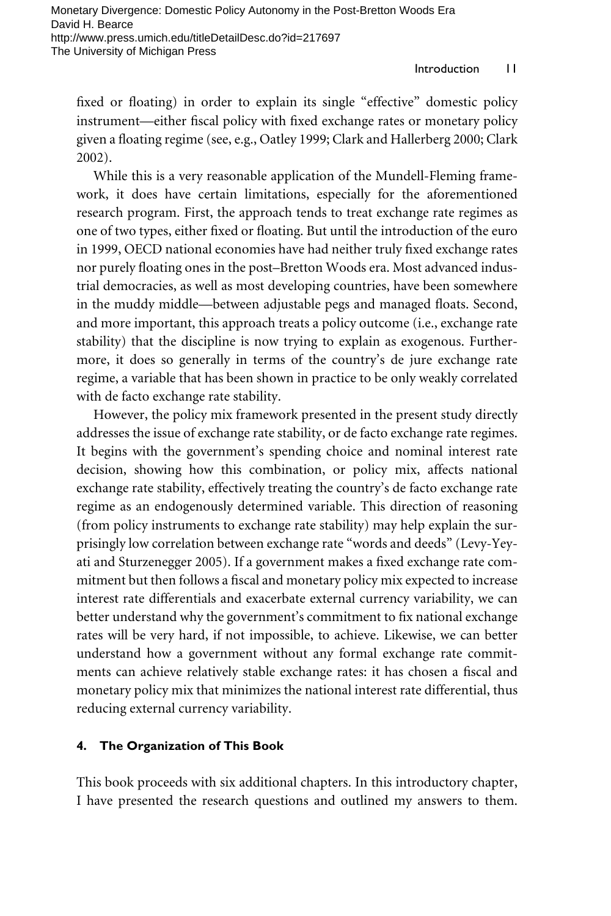fixed or floating) in order to explain its single "effective" domestic policy instrument—either fiscal policy with fixed exchange rates or monetary policy given a floating regime (see, e.g., Oatley 1999; Clark and Hallerberg 2000; Clark 2002).

While this is a very reasonable application of the Mundell-Fleming framework, it does have certain limitations, especially for the aforementioned research program. First, the approach tends to treat exchange rate regimes as one of two types, either fixed or floating. But until the introduction of the euro in 1999, OECD national economies have had neither truly fixed exchange rates nor purely floating ones in the post–Bretton Woods era. Most advanced industrial democracies, as well as most developing countries, have been somewhere in the muddy middle—between adjustable pegs and managed floats. Second, and more important, this approach treats a policy outcome (i.e., exchange rate stability) that the discipline is now trying to explain as exogenous. Furthermore, it does so generally in terms of the country's de jure exchange rate regime, a variable that has been shown in practice to be only weakly correlated with de facto exchange rate stability.

However, the policy mix framework presented in the present study directly addresses the issue of exchange rate stability, or de facto exchange rate regimes. It begins with the government's spending choice and nominal interest rate decision, showing how this combination, or policy mix, affects national exchange rate stability, effectively treating the country's de facto exchange rate regime as an endogenously determined variable. This direction of reasoning (from policy instruments to exchange rate stability) may help explain the surprisingly low correlation between exchange rate "words and deeds" (Levy-Yeyati and Sturzenegger 2005). If a government makes a fixed exchange rate commitment but then follows a fiscal and monetary policy mix expected to increase interest rate differentials and exacerbate external currency variability, we can better understand why the government's commitment to fix national exchange rates will be very hard, if not impossible, to achieve. Likewise, we can better understand how a government without any formal exchange rate commitments can achieve relatively stable exchange rates: it has chosen a fiscal and monetary policy mix that minimizes the national interest rate differential, thus reducing external currency variability.

## 4. The Organization of This Book

This book proceeds with six additional chapters. In this introductory chapter, I have presented the research questions and outlined my answers to them.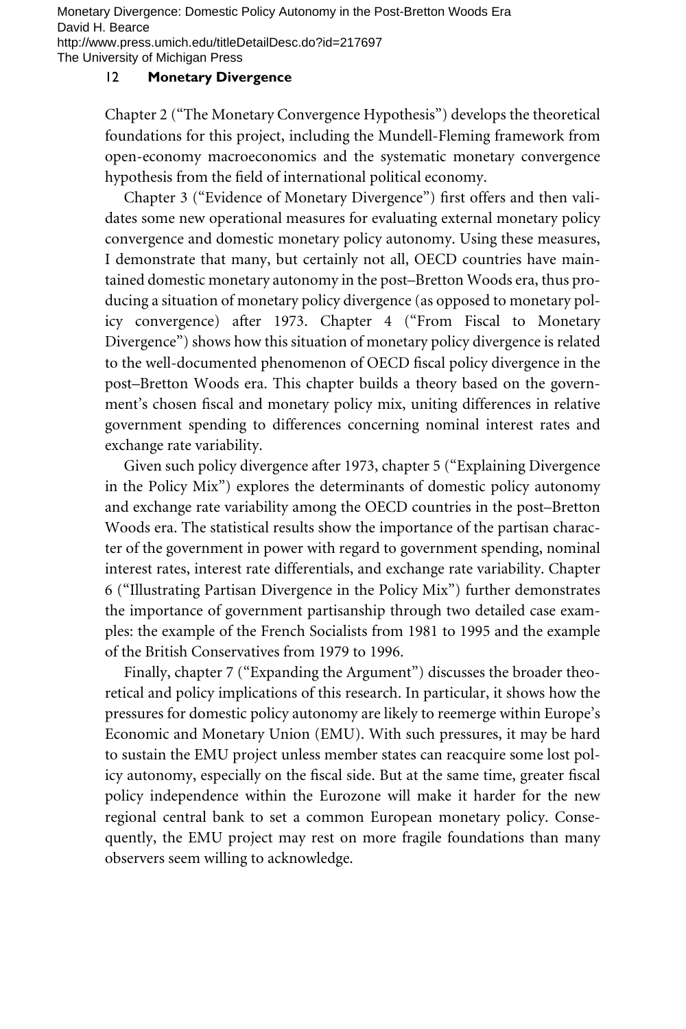Chapter 2 (“The Monetary Convergence Hypothesis”) develops the theoretical foundations for this project, including the Mundell-Fleming framework from open-economy macroeconomics and the systematic monetary convergence hypothesis from the field of international political economy.

Chapter 3 (“Evidence of Monetary Divergence”) first offers and then validates some new operational measures for evaluating external monetary policy convergence and domestic monetary policy autonomy. Using these measures, I demonstrate that many, but certainly not all, OECD countries have maintained domestic monetary autonomy in the post–Bretton Woods era, thus producing a situation of monetary policy divergence (as opposed to monetary policy convergence) after 1973. Chapter 4 (“From Fiscal to Monetary Divergence”) shows how this situation of monetary policy divergence is related to the well-documented phenomenon of OECD fiscal policy divergence in the post–Bretton Woods era. This chapter builds a theory based on the government's chosen fiscal and monetary policy mix, uniting differences in relative government spending to differences concerning nominal interest rates and exchange rate variability.

Given such policy divergence after 1973, chapter 5 (“Explaining Divergence in the Policy Mix”) explores the determinants of domestic policy autonomy and exchange rate variability among the OECD countries in the post–Bretton Woods era. The statistical results show the importance of the partisan character of the government in power with regard to government spending, nominal interest rates, interest rate differentials, and exchange rate variability. Chapter 6 (“Illustrating Partisan Divergence in the Policy Mix”) further demonstrates the importance of government partisanship through two detailed case examples: the example of the French Socialists from 1981 to 1995 and the example of the British Conservatives from 1979 to 1996.

Finally, chapter 7 (“Expanding the Argument”) discusses the broader theoretical and policy implications of this research. In particular, it shows how the pressures for domestic policy autonomy are likely to reemerge within Europe's Economic and Monetary Union (EMU). With such pressures, it may be hard to sustain the EMU project unless member states can reacquire some lost policy autonomy, especially on the fiscal side. But at the same time, greater fiscal policy independence within the Eurozone will make it harder for the new regional central bank to set a common European monetary policy. Consequently, the EMU project may rest on more fragile foundations than many observers seem willing to acknowledge.